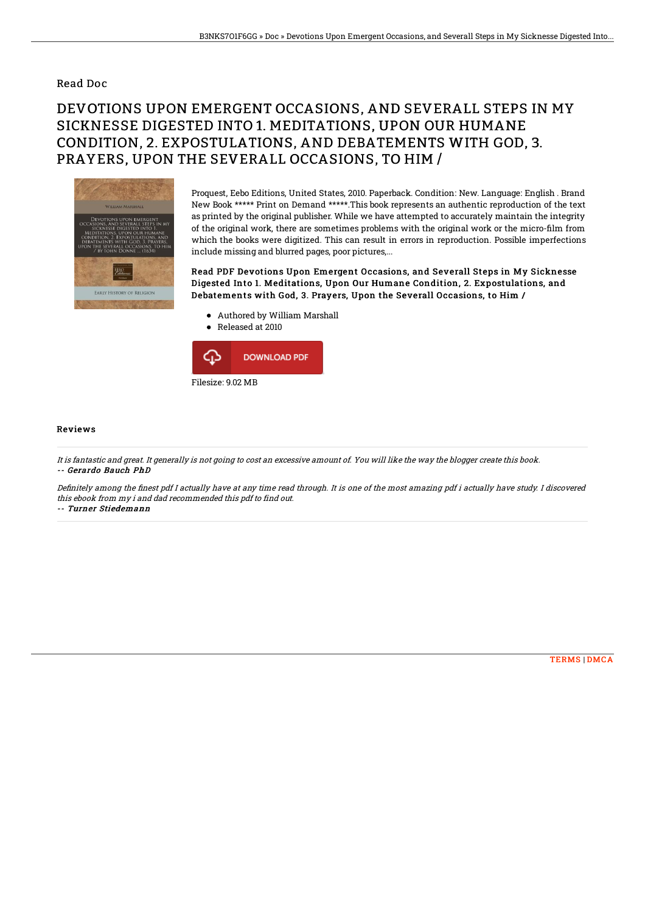Read Doc

# DEVOTIONS UPON EMERGENT OCCASIONS, AND SEVERALL STEPS IN MY SICKNESSE DIGESTED INTO 1. MEDITATIONS, UPON OUR HUMANE CONDITION, 2. EXPOSTULATIONS, AND DEBATEMENTS WITH GOD, 3. PRAYERS, UPON THE SEVERALL OCCASIONS, TO HIM /

Proquest, Eebo Editions, United States, 2010. Paperback. Condition: New. Language: English . Brand New Book ***** Print on Demand *****.This book represents an authentic reproduction of the text as printed by the original publisher. While we have attempted to accurately maintain the integrity of the original work, there are sometimes problems with the original work or the micro-film from which the books were digitized. This can result in errors in reproduction. Possible imperfections include missing and blurred pages, poor pictures,...

**Read PDF Devotions Upon Emergent Occasions, and Severall Steps in My Sicknesse Digested Into 1. Meditations, Upon Our Humane Condition, 2. Expostulations, and Debatements with God, 3. Prayers, Upon the Severall Occasions, to Him /**

- Authored by William Marshall
- Released at 2010

DOWNLOAD PDF

Filesize: 9.02 MB

## Reviews

*It is fantastic and great. It generally is not going to cost an excessive amount of. You will like the way the blogger create this book.*
*-- Gerardo Bauch PhD*

*Definitely among the finest pdf I actually have at any time read through. It is one of the most amazing pdf i actually have study. I discovered this ebook from my i and dad recommended this pdf to find out.*
*-- Turner Stiedemann*

TERMS | DMCA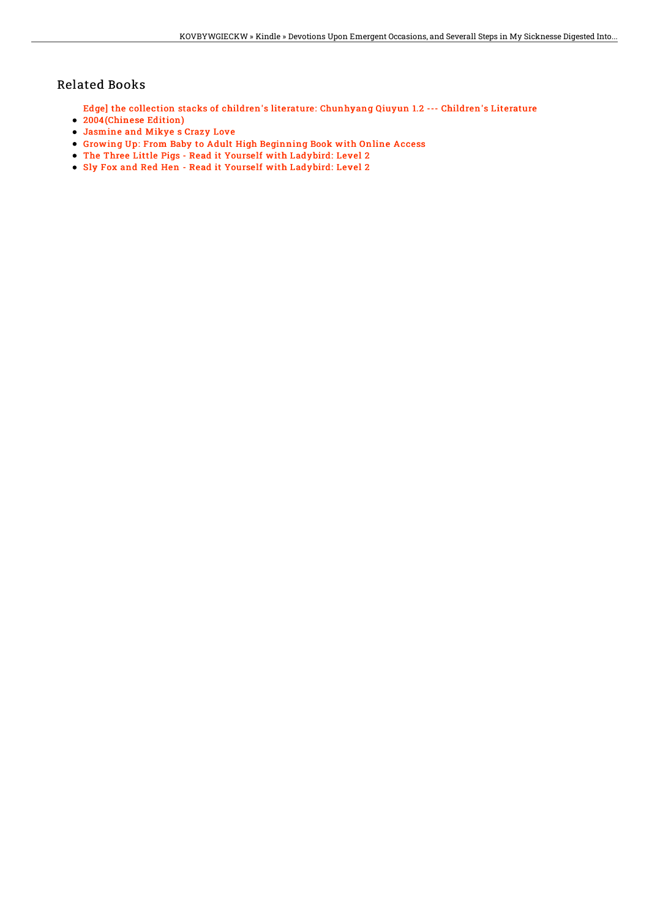## Related Books

- Edge] the collection stacks of children's literature: Chunhyang Qiuyun 1.2 --- Children's Literature 2004(Chinese Edition)
- Jasmine and Mikye s Crazy Love
- Growing Up: From Baby to Adult High Beginning Book with Online Access
- The Three Little Pigs - Read it Yourself with Ladybird: Level 2
- Sly Fox and Red Hen - Read it Yourself with Ladybird: Level 2